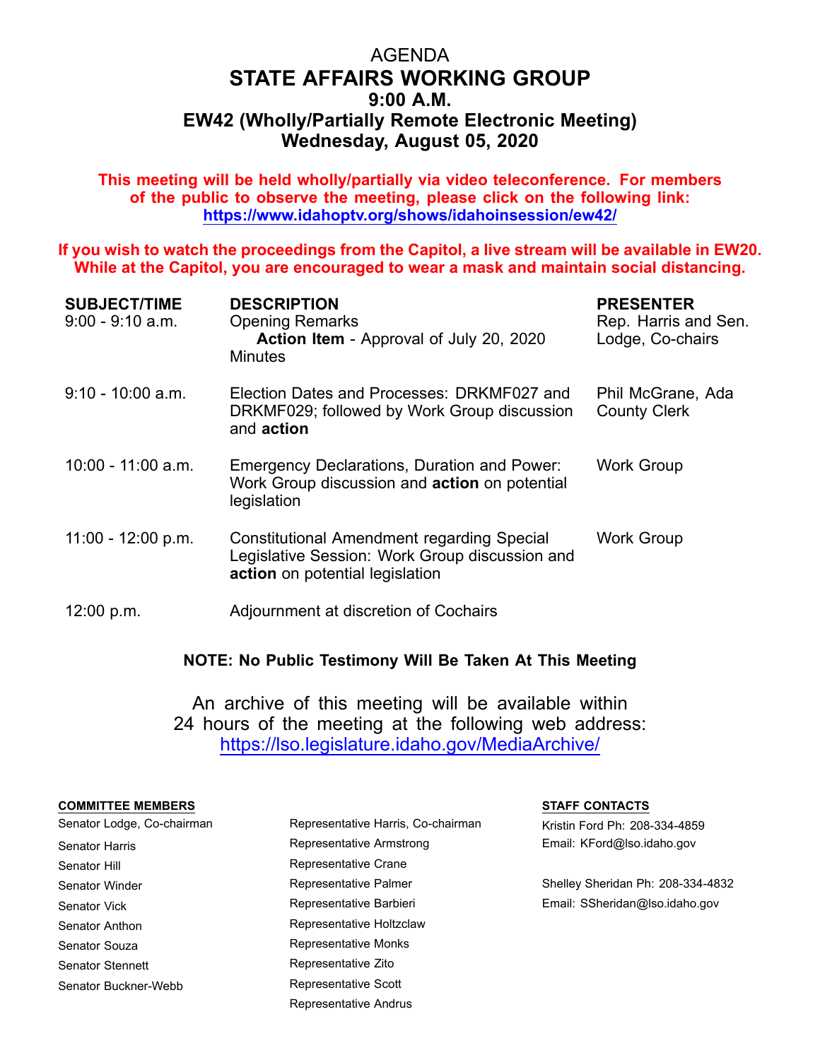# AGENDA

# STATE AFFAIRS WORKING GROUP

## 9:00 A.M.

## EW42 (Wholly/Partially Remote Electronic Meeting)

## Wednesday, August 05, 2020

**This meeting will be held wholly/partially via video teleconference. For members of the public to observe the meeting, please click on the following link: https://www.idahoptv.org/shows/idahoinsession/ew42/**

**If you wish to watch the proceedings from the Capitol, a live stream will be available in EW20. While at the Capitol, you are encouraged to wear a mask and maintain social distancing.**

| SUBJECT/TIME | DESCRIPTION | PRESENTER |
|---|---|---|
| 9:00 - 9:10 a.m. | Opening Remarks<br>**Action Item** - Approval of July 20, 2020 Minutes | Rep. Harris and Sen. Lodge, Co-chairs |
| 9:10 - 10:00 a.m. | Election Dates and Processes: DRKMF027 and DRKMF029; followed by Work Group discussion and **action** | Phil McGrane, Ada County Clerk |
| 10:00 - 11:00 a.m. | Emergency Declarations, Duration and Power: Work Group discussion and **action** on potential legislation | Work Group |
| 11:00 - 12:00 p.m. | Constitutional Amendment regarding Special Legislative Session: Work Group discussion and **action** on potential legislation | Work Group |
| 12:00 p.m. | Adjournment at discretion of Cochairs | |

**NOTE: No Public Testimony Will Be Taken At This Meeting**

An archive of this meeting will be available within 24 hours of the meeting at the following web address: https://lso.legislature.idaho.gov/MediaArchive/

**COMMITTEE MEMBERS**

Senator Lodge, Co-chairman
Senator Harris
Senator Hill
Senator Winder
Senator Vick
Senator Anthon
Senator Souza
Senator Stennett
Senator Buckner-Webb

Representative Harris, Co-chairman
Representative Armstrong
Representative Crane
Representative Palmer
Representative Barbieri
Representative Holtzclaw
Representative Monks
Representative Zito
Representative Scott
Representative Andrus

**STAFF CONTACTS**

Kristin Ford Ph: 208-334-4859
Email: KFord@lso.idaho.gov

Shelley Sheridan Ph: 208-334-4832
Email: SSheridan@lso.idaho.gov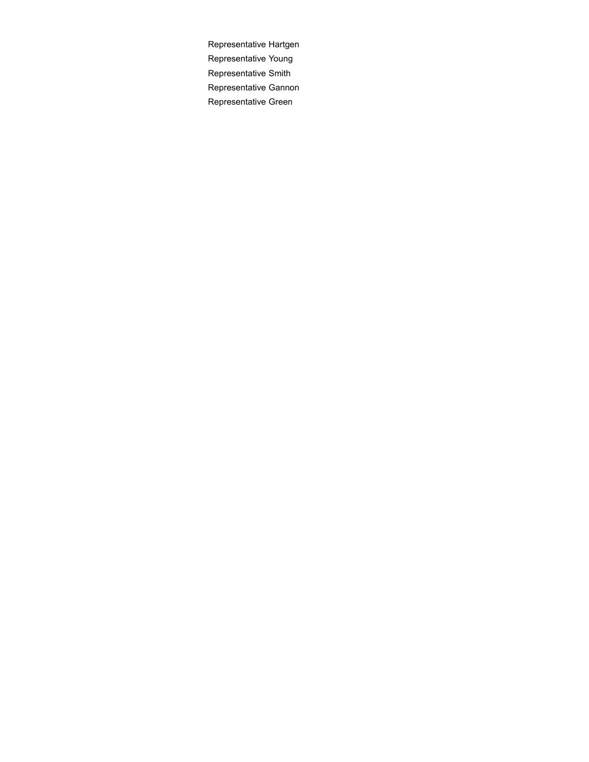Representative Hartgen
Representative Young
Representative Smith
Representative Gannon
Representative Green